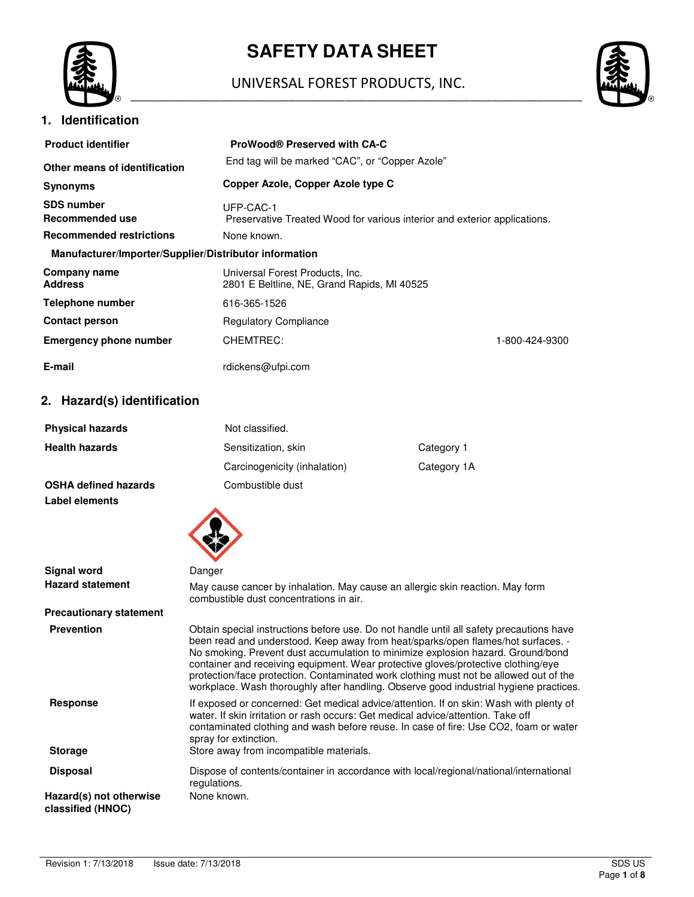# SAFETY DATA SHEET

UNIVERSAL FOREST PRODUCTS, INC.

## 1. Identification

| | |
|---|---|
| **Product identifier** | **ProWood® Preserved with CA-C** |
| **Other means of identification** | End tag will be marked "CAC", or "Copper Azole" |
| **Synonyms** | **Copper Azole, Copper Azole type C** |
| **SDS number** | UFP-CAC-1 |
| **Recommended use** | Preservative Treated Wood for various interior and exterior applications. |
| **Recommended restrictions** | None known. |

**Manufacturer/Importer/Supplier/Distributor information**

| | | |
|---|---|---|
| **Company name** | Universal Forest Products, Inc. | |
| **Address** | 2801 E Beltline, NE, Grand Rapids, MI 40525 | |
| **Telephone number** | 616-365-1526 | |
| **Contact person** | Regulatory Compliance | |
| **Emergency phone number** | CHEMTREC: | 1-800-424-9300 |
| **E-mail** | rdickens@ufpi.com | |

## 2. Hazard(s) identification

| | | |
|---|---|---|
| **Physical hazards** | Not classified. | |
| **Health hazards** | Sensitization, skin | Category 1 |
| | Carcinogenicity (inhalation) | Category 1A |
| **OSHA defined hazards** | Combustible dust | |

**Label elements**

**Signal word** Danger

**Hazard statement** May cause cancer by inhalation. May cause an allergic skin reaction. May form combustible dust concentrations in air.

**Precautionary statement**

**Prevention** Obtain special instructions before use. Do not handle until all safety precautions have been read and understood. Keep away from heat/sparks/open flames/hot surfaces. - No smoking. Prevent dust accumulation to minimize explosion hazard. Ground/bond container and receiving equipment. Wear protective gloves/protective clothing/eye protection/face protection. Contaminated work clothing must not be allowed out of the workplace. Wash thoroughly after handling. Observe good industrial hygiene practices.

**Response** If exposed or concerned: Get medical advice/attention. If on skin: Wash with plenty of water. If skin irritation or rash occurs: Get medical advice/attention. Take off contaminated clothing and wash before reuse. In case of fire: Use CO2, foam or water spray for extinction.

**Storage** Store away from incompatible materials.

**Disposal** Dispose of contents/container in accordance with local/regional/national/international regulations.

**Hazard(s) not otherwise classified (HNOC)** None known.

Revision 1: 7/13/2018 Issue date: 7/13/2018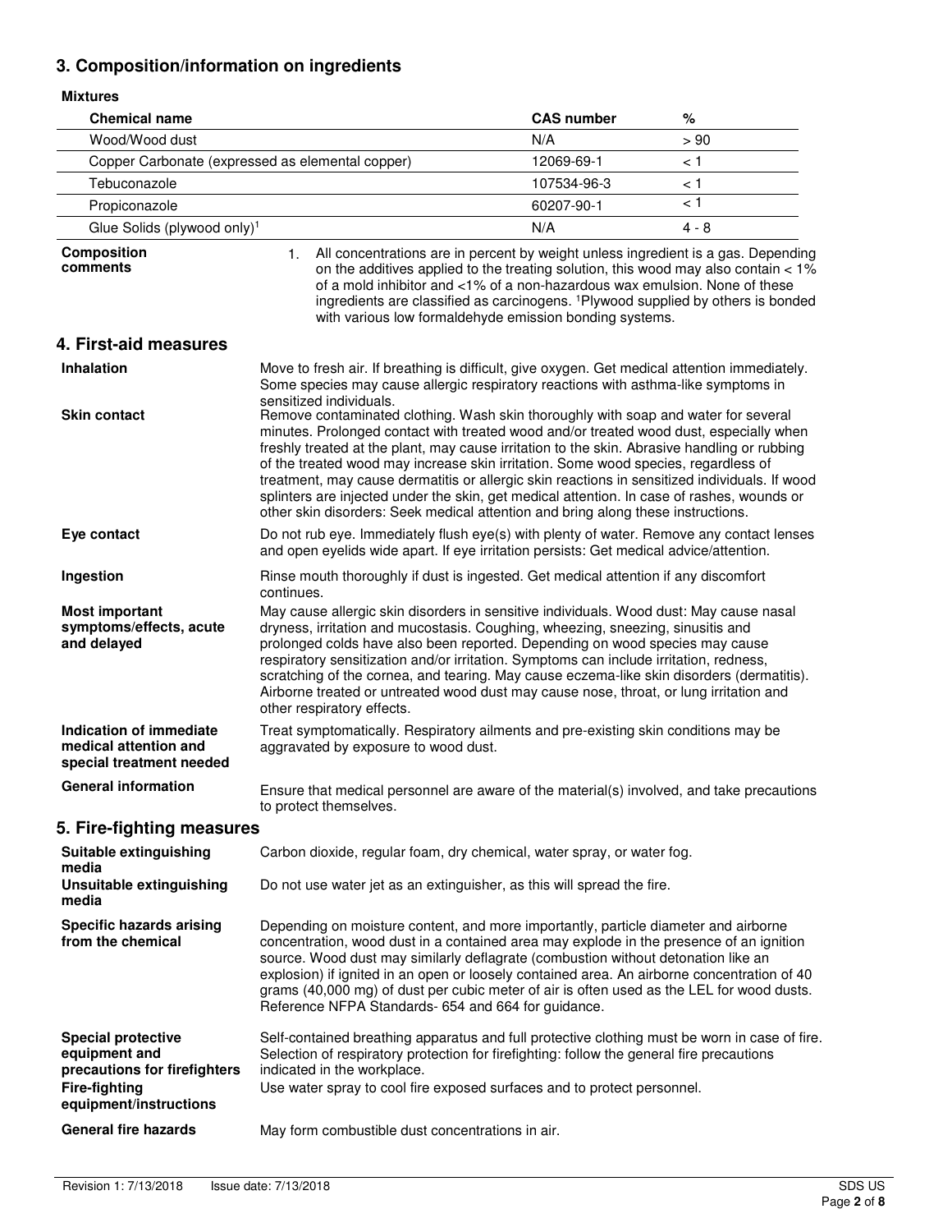## 3. Composition/information on ingredients

**Mixtures**

| Chemical name | CAS number | % |
|---|---|---|
| Wood/Wood dust | N/A | > 90 |
| Copper Carbonate (expressed as elemental copper) | 12069-69-1 | < 1 |
| Tebuconazole | 107534-96-3 | < 1 |
| Propiconazole | 60207-90-1 | < 1 |
| Glue Solids (plywood only)[1] | N/A | 4 - 8 |

**Composition comments**

1. All concentrations are in percent by weight unless ingredient is a gas. Depending on the additives applied to the treating solution, this wood may also contain < 1% of a mold inhibitor and <1% of a non-hazardous wax emulsion. None of these ingredients are classified as carcinogens. [1]Plywood supplied by others is bonded with various low formaldehyde emission bonding systems.

## 4. First-aid measures

**Inhalation**
Move to fresh air. If breathing is difficult, give oxygen. Get medical attention immediately. Some species may cause allergic respiratory reactions with asthma-like symptoms in sensitized individuals.

**Skin contact**
Remove contaminated clothing. Wash skin thoroughly with soap and water for several minutes. Prolonged contact with treated wood and/or treated wood dust, especially when freshly treated at the plant, may cause irritation to the skin. Abrasive handling or rubbing of the treated wood may increase skin irritation. Some wood species, regardless of treatment, may cause dermatitis or allergic skin reactions in sensitized individuals. If wood splinters are injected under the skin, get medical attention. In case of rashes, wounds or other skin disorders: Seek medical attention and bring along these instructions.

**Eye contact**
Do not rub eye. Immediately flush eye(s) with plenty of water. Remove any contact lenses and open eyelids wide apart. If eye irritation persists: Get medical advice/attention.

**Ingestion**
Rinse mouth thoroughly if dust is ingested. Get medical attention if any discomfort continues.

**Most important symptoms/effects, acute and delayed**
May cause allergic skin disorders in sensitive individuals. Wood dust: May cause nasal dryness, irritation and mucostasis. Coughing, wheezing, sneezing, sinusitis and prolonged colds have also been reported. Depending on wood species may cause respiratory sensitization and/or irritation. Symptoms can include irritation, redness, scratching of the cornea, and tearing. May cause eczema-like skin disorders (dermatitis). Airborne treated or untreated wood dust may cause nose, throat, or lung irritation and other respiratory effects.

**Indication of immediate medical attention and special treatment needed**
Treat symptomatically. Respiratory ailments and pre-existing skin conditions may be aggravated by exposure to wood dust.

**General information**
Ensure that medical personnel are aware of the material(s) involved, and take precautions to protect themselves.

## 5. Fire-fighting measures

**Suitable extinguishing media**
Carbon dioxide, regular foam, dry chemical, water spray, or water fog.

**Unsuitable extinguishing media**
Do not use water jet as an extinguisher, as this will spread the fire.

**Specific hazards arising from the chemical**
Depending on moisture content, and more importantly, particle diameter and airborne concentration, wood dust in a contained area may explode in the presence of an ignition source. Wood dust may similarly deflagrate (combustion without detonation like an explosion) if ignited in an open or loosely contained area. An airborne concentration of 40 grams (40,000 mg) of dust per cubic meter of air is often used as the LEL for wood dusts. Reference NFPA Standards- 654 and 664 for guidance.

**Special protective equipment and precautions for firefighters**
Self-contained breathing apparatus and full protective clothing must be worn in case of fire. Selection of respiratory protection for firefighting: follow the general fire precautions indicated in the workplace.

**Fire-fighting equipment/instructions**
Use water spray to cool fire exposed surfaces and to protect personnel.

**General fire hazards**
May form combustible dust concentrations in air.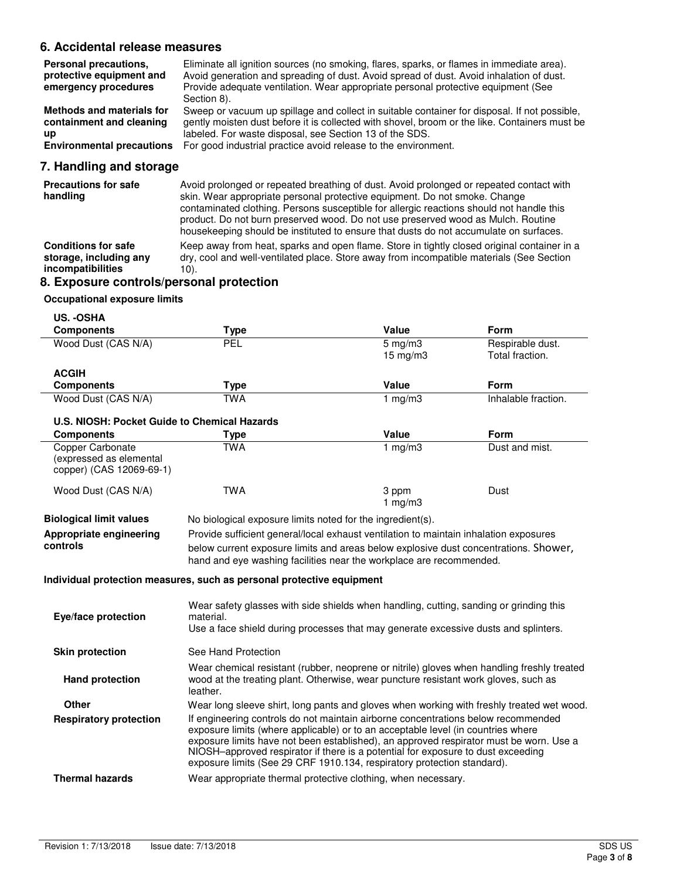## 6. Accidental release measures

| | |
|---|---|
| **Personal precautions, protective equipment and emergency procedures** | Eliminate all ignition sources (no smoking, flares, sparks, or flames in immediate area). Avoid generation and spreading of dust. Avoid spread of dust. Avoid inhalation of dust. Provide adequate ventilation. Wear appropriate personal protective equipment (See Section 8). |
| **Methods and materials for containment and cleaning up** | Sweep or vacuum up spillage and collect in suitable container for disposal. If not possible, gently moisten dust before it is collected with shovel, broom or the like. Containers must be labeled. For waste disposal, see Section 13 of the SDS. |
| **Environmental precautions** | For good industrial practice avoid release to the environment. |

## 7. Handling and storage

| | |
|---|---|
| **Precautions for safe handling** | Avoid prolonged or repeated breathing of dust. Avoid prolonged or repeated contact with skin. Wear appropriate personal protective equipment. Do not smoke. Change contaminated clothing. Persons susceptible for allergic reactions should not handle this product. Do not burn preserved wood. Do not use preserved wood as Mulch. Routine housekeeping should be instituted to ensure that dusts do not accumulate on surfaces. |
| **Conditions for safe storage, including any incompatibilities** | Keep away from heat, sparks and open flame. Store in tightly closed original container in a dry, cool and well-ventilated place. Store away from incompatible materials (See Section 10). |

## 8. Exposure controls/personal protection

**Occupational exposure limits**

**US. -OSHA**

| Components | Type | Value | Form |
|---|---|---|---|
| Wood Dust (CAS N/A) | PEL | 5 mg/m3 | Respirable dust. |
| | | 15 mg/m3 | Total fraction. |

**ACGIH**

| Components | Type | Value | Form |
|---|---|---|---|
| Wood Dust (CAS N/A) | TWA | 1 mg/m3 | Inhalable fraction. |

**U.S. NIOSH: Pocket Guide to Chemical Hazards**

| Components | Type | Value | Form |
|---|---|---|---|
| Copper Carbonate (expressed as elemental copper) (CAS 12069-69-1) | TWA | 1 mg/m3 | Dust and mist. |
| Wood Dust (CAS N/A) | TWA | 3 ppm | Dust |
| | | 1 mg/m3 | |

| | |
|---|---|
| **Biological limit values** | No biological exposure limits noted for the ingredient(s). |
| **Appropriate engineering controls** | Provide sufficient general/local exhaust ventilation to maintain inhalation exposures below current exposure limits and areas below explosive dust concentrations. Shower, hand and eye washing facilities near the workplace are recommended. |

**Individual protection measures, such as personal protective equipment**

| | |
|---|---|
| **Eye/face protection** | Wear safety glasses with side shields when handling, cutting, sanding or grinding this material.<br>Use a face shield during processes that may generate excessive dusts and splinters. |
| **Skin protection** | See Hand Protection |
| **Hand protection** | Wear chemical resistant (rubber, neoprene or nitrile) gloves when handling freshly treated wood at the treating plant. Otherwise, wear puncture resistant work gloves, such as leather. |
| **Other** | Wear long sleeve shirt, long pants and gloves when working with freshly treated wet wood. |
| **Respiratory protection** | If engineering controls do not maintain airborne concentrations below recommended exposure limits (where applicable) or to an acceptable level (in countries where exposure limits have not been established), an approved respirator must be worn. Use a NIOSH–approved respirator if there is a potential for exposure to dust exceeding exposure limits (See 29 CRF 1910.134, respiratory protection standard). |
| **Thermal hazards** | Wear appropriate thermal protective clothing, when necessary. |

Revision 1: 7/13/2018 Issue date: 7/13/2018 SDS US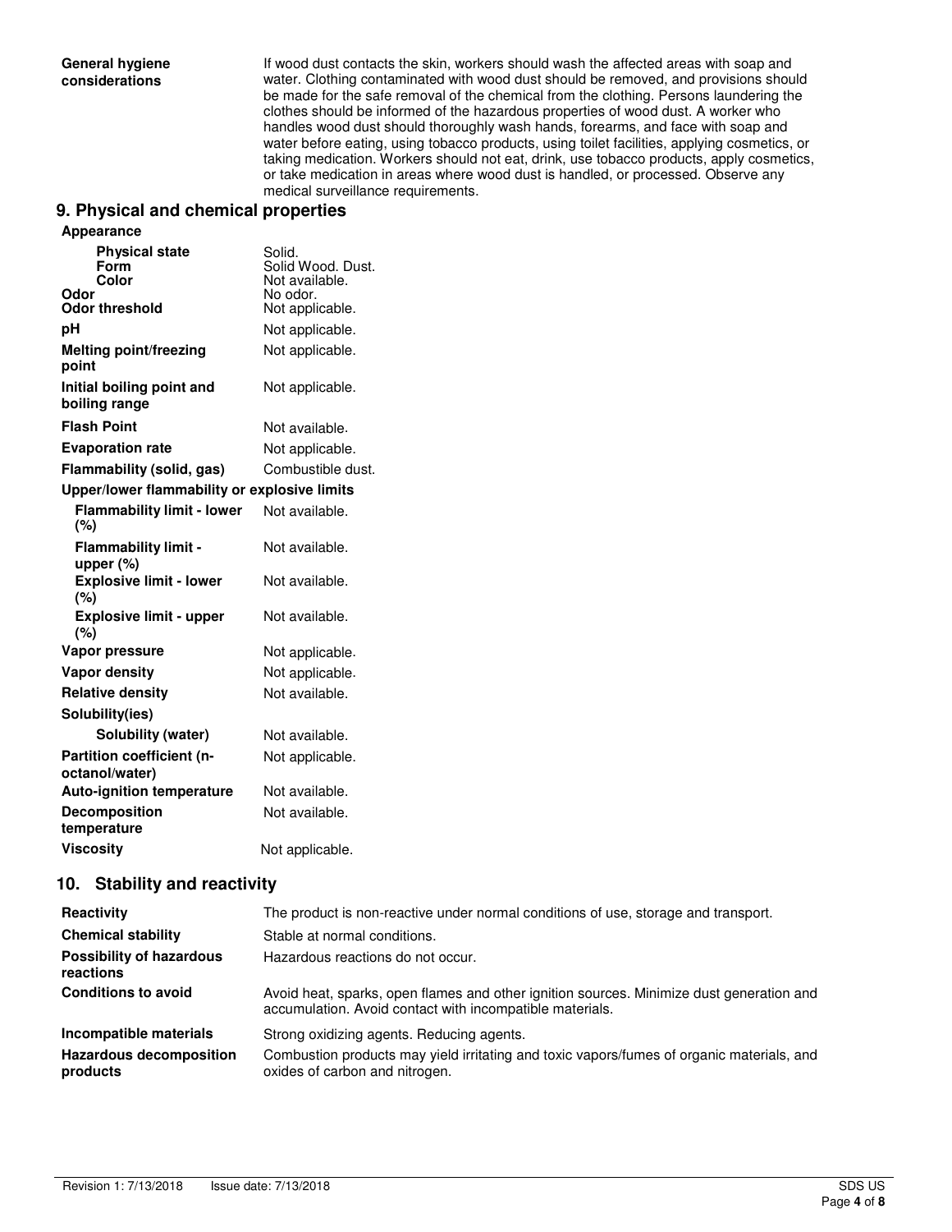| | |
|---|---|
| **General hygiene considerations** | If wood dust contacts the skin, workers should wash the affected areas with soap and water. Clothing contaminated with wood dust should be removed, and provisions should be made for the safe removal of the chemical from the clothing. Persons laundering the clothes should be informed of the hazardous properties of wood dust. A worker who handles wood dust should thoroughly wash hands, forearms, and face with soap and water before eating, using tobacco products, using toilet facilities, applying cosmetics, or taking medication. Workers should not eat, drink, use tobacco products, apply cosmetics, or take medication in areas where wood dust is handled, or processed. Observe any medical surveillance requirements. |

## 9. Physical and chemical properties

| | |
|---|---|
| **Appearance** | |
| **Physical state** | Solid. |
| **Form** | Solid Wood. Dust. |
| **Color** | Not available. |
| **Odor** | No odor. |
| **Odor threshold** | Not applicable. |
| **pH** | Not applicable. |
| **Melting point/freezing point** | Not applicable. |
| **Initial boiling point and boiling range** | Not applicable. |
| **Flash Point** | Not available. |
| **Evaporation rate** | Not applicable. |
| **Flammability (solid, gas)** | Combustible dust. |
| **Upper/lower flammability or explosive limits** | |
| **Flammability limit - lower (%)** | Not available. |
| **Flammability limit - upper (%)** | Not available. |
| **Explosive limit - lower (%)** | Not available. |
| **Explosive limit - upper (%)** | Not available. |
| **Vapor pressure** | Not applicable. |
| **Vapor density** | Not applicable. |
| **Relative density** | Not available. |
| **Solubility(ies)** | |
| **Solubility (water)** | Not available. |
| **Partition coefficient (n-octanol/water)** | Not applicable. |
| **Auto-ignition temperature** | Not available. |
| **Decomposition temperature** | Not available. |
| **Viscosity** | Not applicable. |

## 10. Stability and reactivity

| | |
|---|---|
| **Reactivity** | The product is non-reactive under normal conditions of use, storage and transport. |
| **Chemical stability** | Stable at normal conditions. |
| **Possibility of hazardous reactions** | Hazardous reactions do not occur. |
| **Conditions to avoid** | Avoid heat, sparks, open flames and other ignition sources. Minimize dust generation and accumulation. Avoid contact with incompatible materials. |
| **Incompatible materials** | Strong oxidizing agents. Reducing agents. |
| **Hazardous decomposition products** | Combustion products may yield irritating and toxic vapors/fumes of organic materials, and oxides of carbon and nitrogen. |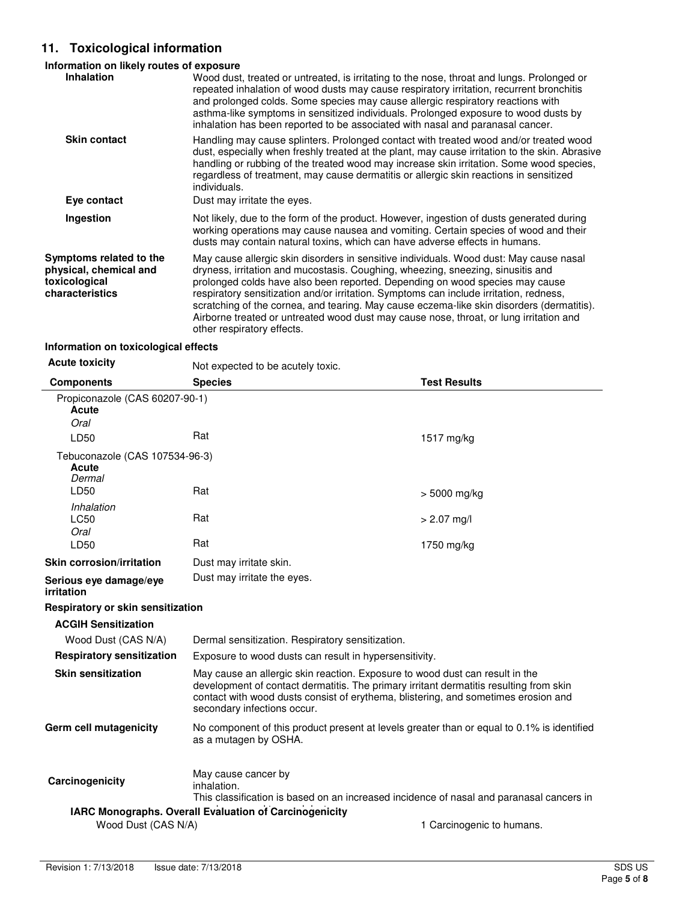## 11. Toxicological information

**Information on likely routes of exposure**

**Inhalation**
Wood dust, treated or untreated, is irritating to the nose, throat and lungs. Prolonged or repeated inhalation of wood dusts may cause respiratory irritation, recurrent bronchitis and prolonged colds. Some species may cause allergic respiratory reactions with asthma-like symptoms in sensitized individuals. Prolonged exposure to wood dusts by inhalation has been reported to be associated with nasal and paranasal cancer.

**Skin contact**
Handling may cause splinters. Prolonged contact with treated wood and/or treated wood dust, especially when freshly treated at the plant, may cause irritation to the skin. Abrasive handling or rubbing of the treated wood may increase skin irritation. Some wood species, regardless of treatment, may cause dermatitis or allergic skin reactions in sensitized individuals.

**Eye contact**
Dust may irritate the eyes.

**Ingestion**
Not likely, due to the form of the product. However, ingestion of dusts generated during working operations may cause nausea and vomiting. Certain species of wood and their dusts may contain natural toxins, which can have adverse effects in humans.

**Symptoms related to the physical, chemical and toxicological characteristics**
May cause allergic skin disorders in sensitive individuals. Wood dust: May cause nasal dryness, irritation and mucostasis. Coughing, wheezing, sneezing, sinusitis and prolonged colds have also been reported. Depending on wood species may cause respiratory sensitization and/or irritation. Symptoms can include irritation, redness, scratching of the cornea, and tearing. May cause eczema-like skin disorders (dermatitis). Airborne treated or untreated wood dust may cause nose, throat, or lung irritation and other respiratory effects.

**Information on toxicological effects**

**Acute toxicity**
Not expected to be acutely toxic.

| Components | Species | Test Results |
|---|---|---|
| Propiconazole (CAS 60207-90-1) | | |
| **Acute** | | |
| *Oral* | | |
| LD50 | Rat | 1517 mg/kg |
| Tebuconazole (CAS 107534-96-3) | | |
| **Acute** | | |
| *Dermal* | | |
| LD50 | Rat | > 5000 mg/kg |
| *Inhalation* | | |
| LC50 | Rat | > 2.07 mg/l |
| *Oral* | | |
| LD50 | Rat | 1750 mg/kg |

**Skin corrosion/irritation**
Dust may irritate skin.

**Serious eye damage/eye irritation**
Dust may irritate the eyes.

**Respiratory or skin sensitization**

**ACGIH Sensitization**

Wood Dust (CAS N/A) — Dermal sensitization. Respiratory sensitization.

**Respiratory sensitization**
Exposure to wood dusts can result in hypersensitivity.

**Skin sensitization**
May cause an allergic skin reaction. Exposure to wood dust can result in the development of contact dermatitis. The primary irritant dermatitis resulting from skin contact with wood dusts consist of erythema, blistering, and sometimes erosion and secondary infections occur.

**Germ cell mutagenicity**
No component of this product present at levels greater than or equal to 0.1% is identified as a mutagen by OSHA.

**Carcinogenicity**
May cause cancer by inhalation.
This classification is based on an increased incidence of nasal and paranasal cancers in

**IARC Monographs. Overall Evaluation of Carcinogenicity**

Wood Dust (CAS N/A) — 1 Carcinogenic to humans.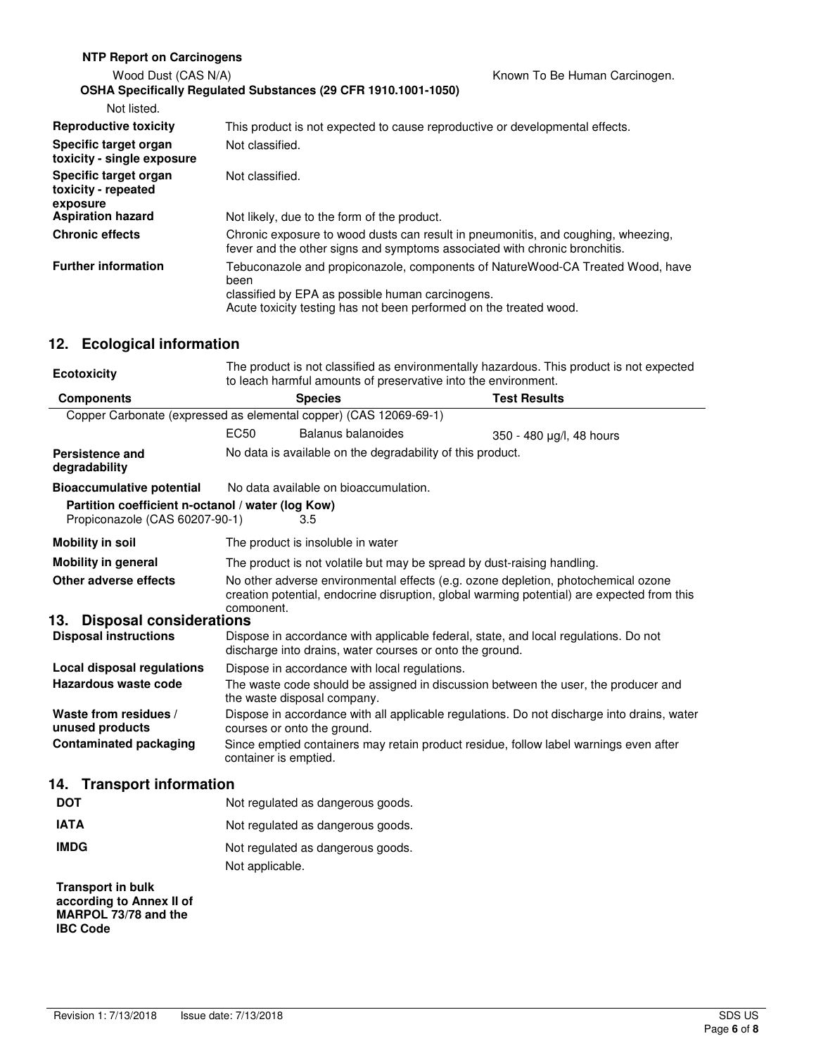**NTP Report on Carcinogens**

Wood Dust (CAS N/A) Known To Be Human Carcinogen.

**OSHA Specifically Regulated Substances (29 CFR 1910.1001-1050)**

Not listed.

**Reproductive toxicity** This product is not expected to cause reproductive or developmental effects.

**Specific target organ toxicity - single exposure** Not classified.

**Specific target organ toxicity - repeated exposure** Not classified.

**Aspiration hazard** Not likely, due to the form of the product.

**Chronic effects** Chronic exposure to wood dusts can result in pneumonitis, and coughing, wheezing, fever and the other signs and symptoms associated with chronic bronchitis.

**Further information** Tebuconazole and propiconazole, components of NatureWood-CA Treated Wood, have been
classified by EPA as possible human carcinogens.
Acute toxicity testing has not been performed on the treated wood.

## 12. Ecological information

**Ecotoxicity** The product is not classified as environmentally hazardous. This product is not expected to leach harmful amounts of preservative into the environment.

| Components | | Species | Test Results |
|---|---|---|---|
| Copper Carbonate (expressed as elemental copper) (CAS 12069-69-1) | | | |
| | EC50 | Balanus balanoides | 350 - 480 µg/l, 48 hours |

**Persistence and degradability** No data is available on the degradability of this product.

**Bioaccumulative potential** No data available on bioaccumulation.

**Partition coefficient n-octanol / water (log Kow)**

Propiconazole (CAS 60207-90-1) 3.5

**Mobility in soil** The product is insoluble in water

**Mobility in general** The product is not volatile but may be spread by dust-raising handling.

**Other adverse effects** No other adverse environmental effects (e.g. ozone depletion, photochemical ozone creation potential, endocrine disruption, global warming potential) are expected from this component.

## 13. Disposal considerations

**Disposal instructions** Dispose in accordance with applicable federal, state, and local regulations. Do not discharge into drains, water courses or onto the ground.

**Local disposal regulations** Dispose in accordance with local regulations.

**Hazardous waste code** The waste code should be assigned in discussion between the user, the producer and the waste disposal company.

**Waste from residues / unused products** Dispose in accordance with all applicable regulations. Do not discharge into drains, water courses or onto the ground.

**Contaminated packaging** Since emptied containers may retain product residue, follow label warnings even after container is emptied.

## 14. Transport information

**DOT** Not regulated as dangerous goods.

**IATA** Not regulated as dangerous goods.

**IMDG** Not regulated as dangerous goods.

**Transport in bulk according to Annex II of MARPOL 73/78 and the IBC Code** Not applicable.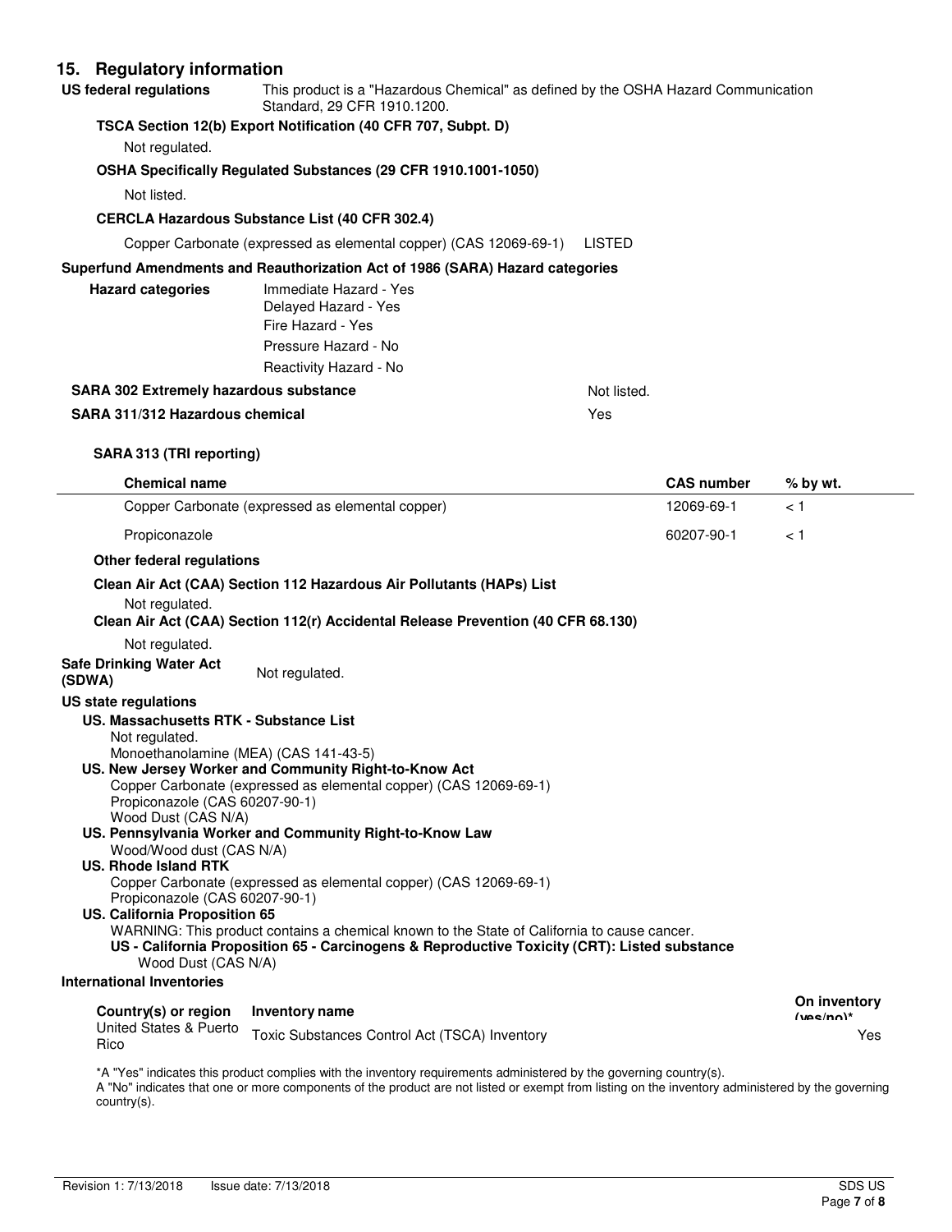## 15. Regulatory information

**US federal regulations** This product is a "Hazardous Chemical" as defined by the OSHA Hazard Communication Standard, 29 CFR 1910.1200.

**TSCA Section 12(b) Export Notification (40 CFR 707, Subpt. D)**

Not regulated.

**OSHA Specifically Regulated Substances (29 CFR 1910.1001-1050)**

Not listed.

**CERCLA Hazardous Substance List (40 CFR 302.4)**

Copper Carbonate (expressed as elemental copper) (CAS 12069-69-1) LISTED

**Superfund Amendments and Reauthorization Act of 1986 (SARA) Hazard categories**

**Hazard categories**

Immediate Hazard - Yes
Delayed Hazard - Yes
Fire Hazard - Yes
Pressure Hazard - No
Reactivity Hazard - No

**SARA 302 Extremely hazardous substance** Not listed.

**SARA 311/312 Hazardous chemical** Yes

**SARA 313 (TRI reporting)**

| Chemical name | CAS number | % by wt. |
|---|---|---|
| Copper Carbonate (expressed as elemental copper) | 12069-69-1 | < 1 |
| Propiconazole | 60207-90-1 | < 1 |

**Other federal regulations**

**Clean Air Act (CAA) Section 112 Hazardous Air Pollutants (HAPs) List**

Not regulated.

**Clean Air Act (CAA) Section 112(r) Accidental Release Prevention (40 CFR 68.130)**

Not regulated.

**Safe Drinking Water Act (SDWA)** Not regulated.

**US state regulations**

**US. Massachusetts RTK - Substance List**

Not regulated.
Monoethanolamine (MEA) (CAS 141-43-5)

**US. New Jersey Worker and Community Right-to-Know Act**

Copper Carbonate (expressed as elemental copper) (CAS 12069-69-1)
Propiconazole (CAS 60207-90-1)
Wood Dust (CAS N/A)

**US. Pennsylvania Worker and Community Right-to-Know Law**

Wood/Wood dust (CAS N/A)

**US. Rhode Island RTK**

Copper Carbonate (expressed as elemental copper) (CAS 12069-69-1)
Propiconazole (CAS 60207-90-1)

**US. California Proposition 65**

WARNING: This product contains a chemical known to the State of California to cause cancer.

**US - California Proposition 65 - Carcinogens & Reproductive Toxicity (CRT): Listed substance**

Wood Dust (CAS N/A)

**International Inventories**

| Country(s) or region | Inventory name | On inventory (yes/no)* |
|---|---|---|
| United States & Puerto Rico | Toxic Substances Control Act (TSCA) Inventory | Yes |

*A "Yes" indicates this product complies with the inventory requirements administered by the governing country(s).
A "No" indicates that one or more components of the product are not listed or exempt from listing on the inventory administered by the governing country(s).

Revision 1: 7/13/2018 Issue date: 7/13/2018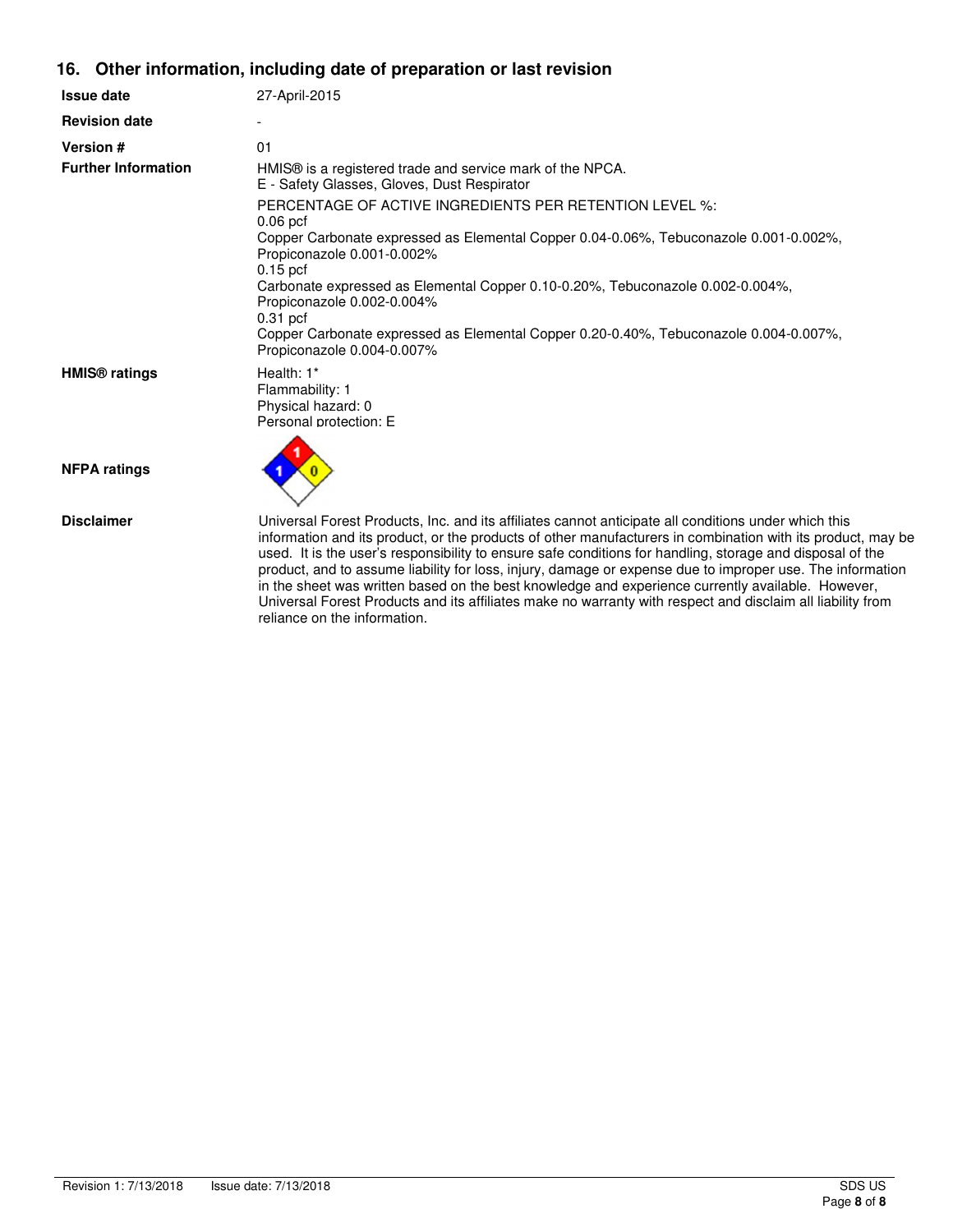## 16. Other information, including date of preparation or last revision

| | |
|---|---|
| **Issue date** | 27-April-2015 |
| **Revision date** | - |
| **Version #** | 01 |
| **Further Information** | HMIS® is a registered trade and service mark of the NPCA.<br>E - Safety Glasses, Gloves, Dust Respirator<br>PERCENTAGE OF ACTIVE INGREDIENTS PER RETENTION LEVEL %:<br>0.06 pcf<br>Copper Carbonate expressed as Elemental Copper 0.04-0.06%, Tebuconazole 0.001-0.002%, Propiconazole 0.001-0.002%<br>0.15 pcf<br>Carbonate expressed as Elemental Copper 0.10-0.20%, Tebuconazole 0.002-0.004%, Propiconazole 0.002-0.004%<br>0.31 pcf<br>Copper Carbonate expressed as Elemental Copper 0.20-0.40%, Tebuconazole 0.004-0.007%, Propiconazole 0.004-0.007% |
| **HMIS® ratings** | Health: 1*<br>Flammability: 1<br>Physical hazard: 0<br>Personal protection: E |
| **NFPA ratings** | Health: 1, Flammability: 1, Instability: 0 |
| **Disclaimer** | Universal Forest Products, Inc. and its affiliates cannot anticipate all conditions under which this information and its product, or the products of other manufacturers in combination with its product, may be used. It is the user's responsibility to ensure safe conditions for handling, storage and disposal of the product, and to assume liability for loss, injury, damage or expense due to improper use. The information in the sheet was written based on the best knowledge and experience currently available. However, Universal Forest Products and its affiliates make no warranty with respect and disclaim all liability from reliance on the information. |

Revision 1: 7/13/2018 Issue date: 7/13/2018 SDS US